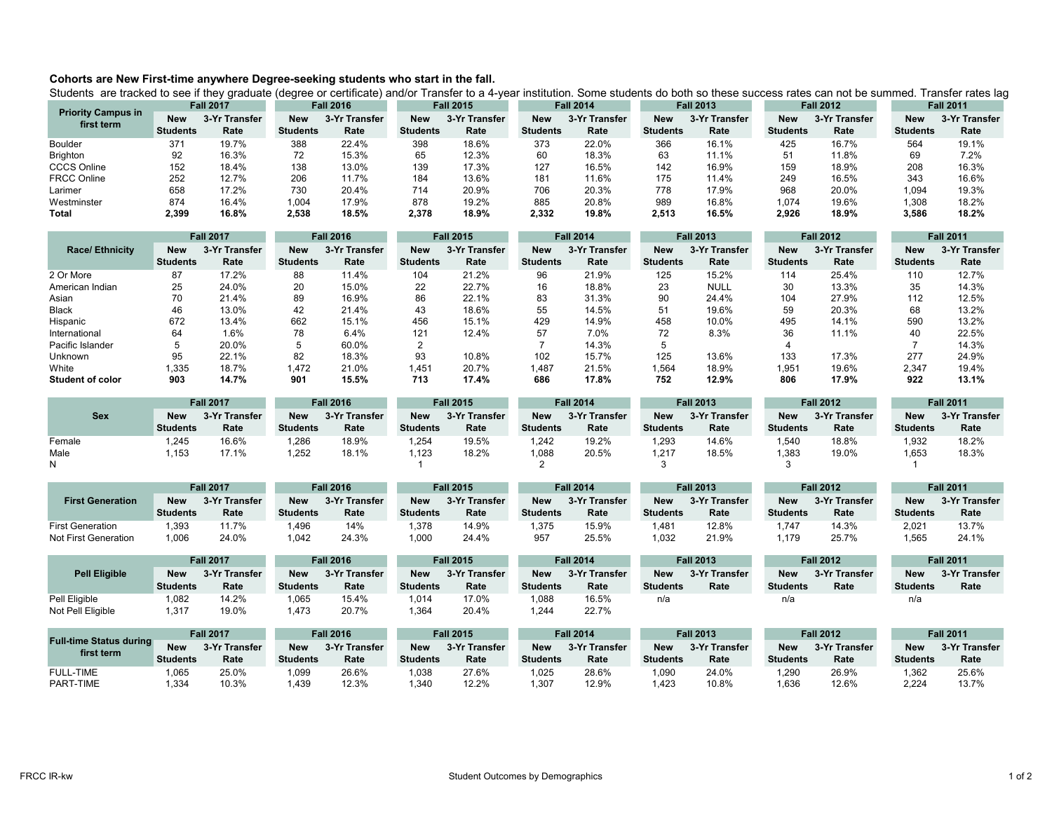**Cohorts are New First-time anywhere Degree-seeking students who start in the fall.**

Students are tracked to see if they graduate (degree or certificate) and/or Transfer to a 4-year institution. Some students do both so these success rates can not be summed. Transfer rates lag

| Priority Campus in first term | Fall 2017 | | Fall 2016 | | Fall 2015 | | Fall 2014 | | Fall 2013 | | Fall 2012 | | Fall 2011 | |
|---|---|---|---|---|---|---|---|---|---|---|---|---|---|---|
| | New Students | 3-Yr Transfer Rate | New Students | 3-Yr Transfer Rate | New Students | 3-Yr Transfer Rate | New Students | 3-Yr Transfer Rate | New Students | 3-Yr Transfer Rate | New Students | 3-Yr Transfer Rate | New Students | 3-Yr Transfer Rate |
| Boulder | 371 | 19.7% | 388 | 22.4% | 398 | 18.6% | 373 | 22.0% | 366 | 16.1% | 425 | 16.7% | 564 | 19.1% |
| Brighton | 92 | 16.3% | 72 | 15.3% | 65 | 12.3% | 60 | 18.3% | 63 | 11.1% | 51 | 11.8% | 69 | 7.2% |
| CCCS Online | 152 | 18.4% | 138 | 13.0% | 139 | 17.3% | 127 | 16.5% | 142 | 16.9% | 159 | 18.9% | 208 | 16.3% |
| FRCC Online | 252 | 12.7% | 206 | 11.7% | 184 | 13.6% | 181 | 11.6% | 175 | 11.4% | 249 | 16.5% | 343 | 16.6% |
| Larimer | 658 | 17.2% | 730 | 20.4% | 714 | 20.9% | 706 | 20.3% | 778 | 17.9% | 968 | 20.0% | 1,094 | 19.3% |
| Westminster | 874 | 16.4% | 1,004 | 17.9% | 878 | 19.2% | 885 | 20.8% | 989 | 16.8% | 1,074 | 19.6% | 1,308 | 18.2% |
| **Total** | **2,399** | **16.8%** | **2,538** | **18.5%** | **2,378** | **18.9%** | **2,332** | **19.8%** | **2,513** | **16.5%** | **2,926** | **18.9%** | **3,586** | **18.2%** |

| Race/ Ethnicity | Fall 2017 | | Fall 2016 | | Fall 2015 | | Fall 2014 | | Fall 2013 | | Fall 2012 | | Fall 2011 | |
|---|---|---|---|---|---|---|---|---|---|---|---|---|---|---|
| | New Students | 3-Yr Transfer Rate | New Students | 3-Yr Transfer Rate | New Students | 3-Yr Transfer Rate | New Students | 3-Yr Transfer Rate | New Students | 3-Yr Transfer Rate | New Students | 3-Yr Transfer Rate | New Students | 3-Yr Transfer Rate |
| 2 Or More | 87 | 17.2% | 88 | 11.4% | 104 | 21.2% | 96 | 21.9% | 125 | 15.2% | 114 | 25.4% | 110 | 12.7% |
| American Indian | 25 | 24.0% | 20 | 15.0% | 22 | 22.7% | 16 | 18.8% | 23 | NULL | 30 | 13.3% | 35 | 14.3% |
| Asian | 70 | 21.4% | 89 | 16.9% | 86 | 22.1% | 83 | 31.3% | 90 | 24.4% | 104 | 27.9% | 112 | 12.5% |
| Black | 46 | 13.0% | 42 | 21.4% | 43 | 18.6% | 55 | 14.5% | 51 | 19.6% | 59 | 20.3% | 68 | 13.2% |
| Hispanic | 672 | 13.4% | 662 | 15.1% | 456 | 15.1% | 429 | 14.9% | 458 | 10.0% | 495 | 14.1% | 590 | 13.2% |
| International | 64 | 1.6% | 78 | 6.4% | 121 | 12.4% | 57 | 7.0% | 72 | 8.3% | 36 | 11.1% | 40 | 22.5% |
| Pacific Islander | 5 | 20.0% | 5 | 60.0% | 2 | | 7 | 14.3% | 5 | | 4 | | 7 | 14.3% |
| Unknown | 95 | 22.1% | 82 | 18.3% | 93 | 10.8% | 102 | 15.7% | 125 | 13.6% | 133 | 17.3% | 277 | 24.9% |
| White | 1,335 | 18.7% | 1,472 | 21.0% | 1,451 | 20.7% | 1,487 | 21.5% | 1,564 | 18.9% | 1,951 | 19.6% | 2,347 | 19.4% |
| **Student of color** | **903** | **14.7%** | **901** | **15.5%** | **713** | **17.4%** | **686** | **17.8%** | **752** | **12.9%** | **806** | **17.9%** | **922** | **13.1%** |

| Sex | Fall 2017 | | Fall 2016 | | Fall 2015 | | Fall 2014 | | Fall 2013 | | Fall 2012 | | Fall 2011 | |
|---|---|---|---|---|---|---|---|---|---|---|---|---|---|---|
| | New Students | 3-Yr Transfer Rate | New Students | 3-Yr Transfer Rate | New Students | 3-Yr Transfer Rate | New Students | 3-Yr Transfer Rate | New Students | 3-Yr Transfer Rate | New Students | 3-Yr Transfer Rate | New Students | 3-Yr Transfer Rate |
| Female | 1,245 | 16.6% | 1,286 | 18.9% | 1,254 | 19.5% | 1,242 | 19.2% | 1,293 | 14.6% | 1,540 | 18.8% | 1,932 | 18.2% |
| Male | 1,153 | 17.1% | 1,252 | 18.1% | 1,123 | 18.2% | 1,088 | 20.5% | 1,217 | 18.5% | 1,383 | 19.0% | 1,653 | 18.3% |
| N | | | | | 1 | | 2 | | 3 | | 3 | | 1 | |

| First Generation | Fall 2017 | | Fall 2016 | | Fall 2015 | | Fall 2014 | | Fall 2013 | | Fall 2012 | | Fall 2011 | |
|---|---|---|---|---|---|---|---|---|---|---|---|---|---|---|
| | New Students | 3-Yr Transfer Rate | New Students | 3-Yr Transfer Rate | New Students | 3-Yr Transfer Rate | New Students | 3-Yr Transfer Rate | New Students | 3-Yr Transfer Rate | New Students | 3-Yr Transfer Rate | New Students | 3-Yr Transfer Rate |
| First Generation | 1,393 | 11.7% | 1,496 | 14% | 1,378 | 14.9% | 1,375 | 15.9% | 1,481 | 12.8% | 1,747 | 14.3% | 2,021 | 13.7% |
| Not First Generation | 1,006 | 24.0% | 1,042 | 24.3% | 1,000 | 24.4% | 957 | 25.5% | 1,032 | 21.9% | 1,179 | 25.7% | 1,565 | 24.1% |

| Pell Eligible | Fall 2017 | | Fall 2016 | | Fall 2015 | | Fall 2014 | | Fall 2013 | | Fall 2012 | | Fall 2011 | |
|---|---|---|---|---|---|---|---|---|---|---|---|---|---|---|
| | New Students | 3-Yr Transfer Rate | New Students | 3-Yr Transfer Rate | New Students | 3-Yr Transfer Rate | New Students | 3-Yr Transfer Rate | New Students | 3-Yr Transfer Rate | New Students | 3-Yr Transfer Rate | New Students | 3-Yr Transfer Rate |
| Pell Eligible | 1,082 | 14.2% | 1,065 | 15.4% | 1,014 | 17.0% | 1,088 | 16.5% | n/a | | n/a | | n/a | |
| Not Pell Eligible | 1,317 | 19.0% | 1,473 | 20.7% | 1,364 | 20.4% | 1,244 | 22.7% | | | | | | |

| Full-time Status during first term | Fall 2017 | | Fall 2016 | | Fall 2015 | | Fall 2014 | | Fall 2013 | | Fall 2012 | | Fall 2011 | |
|---|---|---|---|---|---|---|---|---|---|---|---|---|---|---|
| | New Students | 3-Yr Transfer Rate | New Students | 3-Yr Transfer Rate | New Students | 3-Yr Transfer Rate | New Students | 3-Yr Transfer Rate | New Students | 3-Yr Transfer Rate | New Students | 3-Yr Transfer Rate | New Students | 3-Yr Transfer Rate |
| FULL-TIME | 1,065 | 25.0% | 1,099 | 26.6% | 1,038 | 27.6% | 1,025 | 28.6% | 1,090 | 24.0% | 1,290 | 26.9% | 1,362 | 25.6% |
| PART-TIME | 1,334 | 10.3% | 1,439 | 12.3% | 1,340 | 12.2% | 1,307 | 12.9% | 1,423 | 10.8% | 1,636 | 12.6% | 2,224 | 13.7% |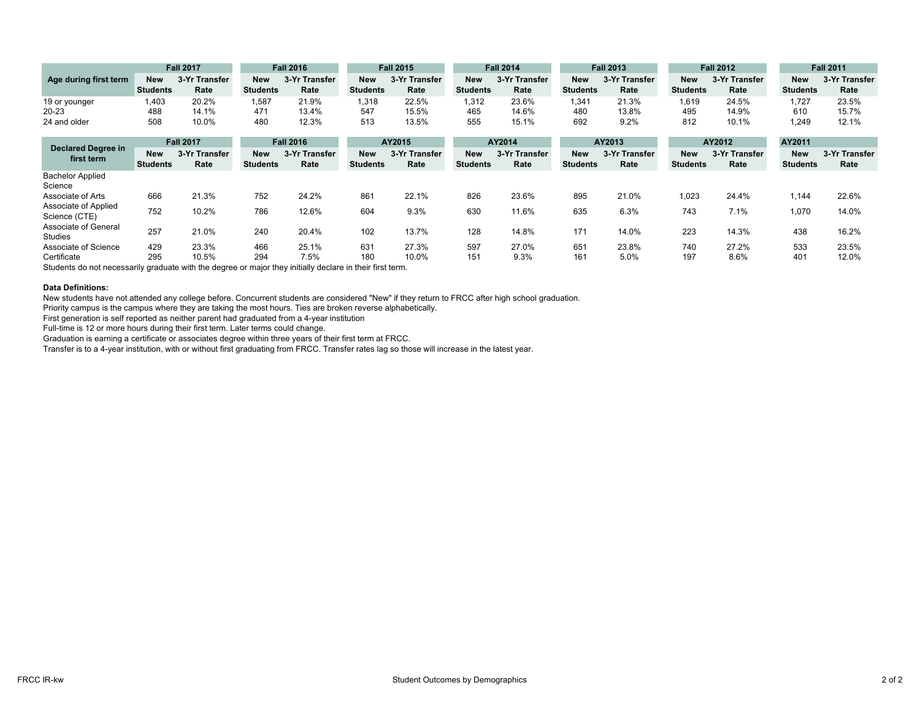| Age during first term | Fall 2017 | | Fall 2016 | | Fall 2015 | | Fall 2014 | | Fall 2013 | | Fall 2012 | | Fall 2011 | |
|---|---|---|---|---|---|---|---|---|---|---|---|---|---|---|
| | New Students | 3-Yr Transfer Rate | New Students | 3-Yr Transfer Rate | New Students | 3-Yr Transfer Rate | New Students | 3-Yr Transfer Rate | New Students | 3-Yr Transfer Rate | New Students | 3-Yr Transfer Rate | New Students | 3-Yr Transfer Rate |
| 19 or younger | 1,403 | 20.2% | 1,587 | 21.9% | 1,318 | 22.5% | 1,312 | 23.6% | 1,341 | 21.3% | 1,619 | 24.5% | 1,727 | 23.5% |
| 20-23 | 488 | 14.1% | 471 | 13.4% | 547 | 15.5% | 465 | 14.6% | 480 | 13.8% | 495 | 14.9% | 610 | 15.7% |
| 24 and older | 508 | 10.0% | 480 | 12.3% | 513 | 13.5% | 555 | 15.1% | 692 | 9.2% | 812 | 10.1% | 1,249 | 12.1% |

| Declared Degree in first term | Fall 2017 | | Fall 2016 | | AY2015 | | AY2014 | | AY2013 | | AY2012 | | AY2011 | |
|---|---|---|---|---|---|---|---|---|---|---|---|---|---|---|
| | New Students | 3-Yr Transfer Rate | New Students | 3-Yr Transfer Rate | New Students | 3-Yr Transfer Rate | New Students | 3-Yr Transfer Rate | New Students | 3-Yr Transfer Rate | New Students | 3-Yr Transfer Rate | New Students | 3-Yr Transfer Rate |
| Bachelor Applied Science | | | | | | | | | | | | | | |
| Associate of Arts | 666 | 21.3% | 752 | 24.2% | 861 | 22.1% | 826 | 23.6% | 895 | 21.0% | 1,023 | 24.4% | 1,144 | 22.6% |
| Associate of Applied Science (CTE) | 752 | 10.2% | 786 | 12.6% | 604 | 9.3% | 630 | 11.6% | 635 | 6.3% | 743 | 7.1% | 1,070 | 14.0% |
| Associate of General Studies | 257 | 21.0% | 240 | 20.4% | 102 | 13.7% | 128 | 14.8% | 171 | 14.0% | 223 | 14.3% | 438 | 16.2% |
| Associate of Science | 429 | 23.3% | 466 | 25.1% | 631 | 27.3% | 597 | 27.0% | 651 | 23.8% | 740 | 27.2% | 533 | 23.5% |
| Certificate | 295 | 10.5% | 294 | 7.5% | 180 | 10.0% | 151 | 9.3% | 161 | 5.0% | 197 | 8.6% | 401 | 12.0% |

Students do not necessarily graduate with the degree or major they initially declare in their first term.

**Data Definitions:**

New students have not attended any college before. Concurrent students are considered "New" if they return to FRCC after high school graduation.

Priority campus is the campus where they are taking the most hours. Ties are broken reverse alphabetically.

First generation is self reported as neither parent had graduated from a 4-year institution

Full-time is 12 or more hours during their first term. Later terms could change.

Graduation is earning a certificate or associates degree within three years of their first term at FRCC.

Transfer is to a 4-year institution, with or without first graduating from FRCC. Transfer rates lag so those will increase in the latest year.